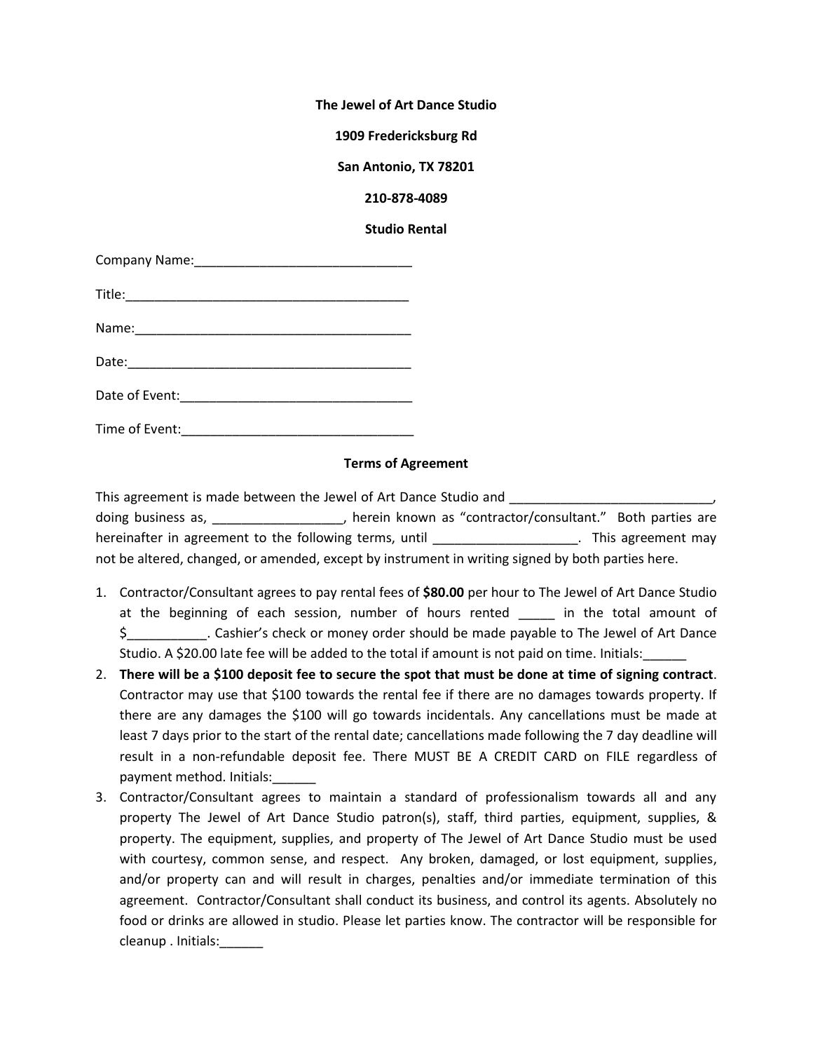**The Jewel of Art Dance Studio**

**1909 Fredericksburg Rd**

**San Antonio, TX 78201**

**210-878-4089**

**Studio Rental**

Company Name:______________________________

Title:________________________________________

Name:_______________________________________

Date:________________________________________

Date of Event:________________________________

Time of Event:________________________________

**Terms of Agreement**

This agreement is made between the Jewel of Art Dance Studio and ____________________________, doing business as, __________________, herein known as "contractor/consultant." Both parties are hereinafter in agreement to the following terms, until ____________________. This agreement may not be altered, changed, or amended, except by instrument in writing signed by both parties here.

1. Contractor/Consultant agrees to pay rental fees of **$80.00** per hour to The Jewel of Art Dance Studio at the beginning of each session, number of hours rented _____ in the total amount of $___________. Cashier's check or money order should be made payable to The Jewel of Art Dance Studio. A $20.00 late fee will be added to the total if amount is not paid on time. Initials:______
2. **There will be a $100 deposit fee to secure the spot that must be done at time of signing contract**. Contractor may use that $100 towards the rental fee if there are no damages towards property. If there are any damages the $100 will go towards incidentals. Any cancellations must be made at least 7 days prior to the start of the rental date; cancellations made following the 7 day deadline will result in a non-refundable deposit fee. There MUST BE A CREDIT CARD on FILE regardless of payment method. Initials:______
3. Contractor/Consultant agrees to maintain a standard of professionalism towards all and any property The Jewel of Art Dance Studio patron(s), staff, third parties, equipment, supplies, & property. The equipment, supplies, and property of The Jewel of Art Dance Studio must be used with courtesy, common sense, and respect. Any broken, damaged, or lost equipment, supplies, and/or property can and will result in charges, penalties and/or immediate termination of this agreement. Contractor/Consultant shall conduct its business, and control its agents. Absolutely no food or drinks are allowed in studio. Please let parties know. The contractor will be responsible for cleanup . Initials:______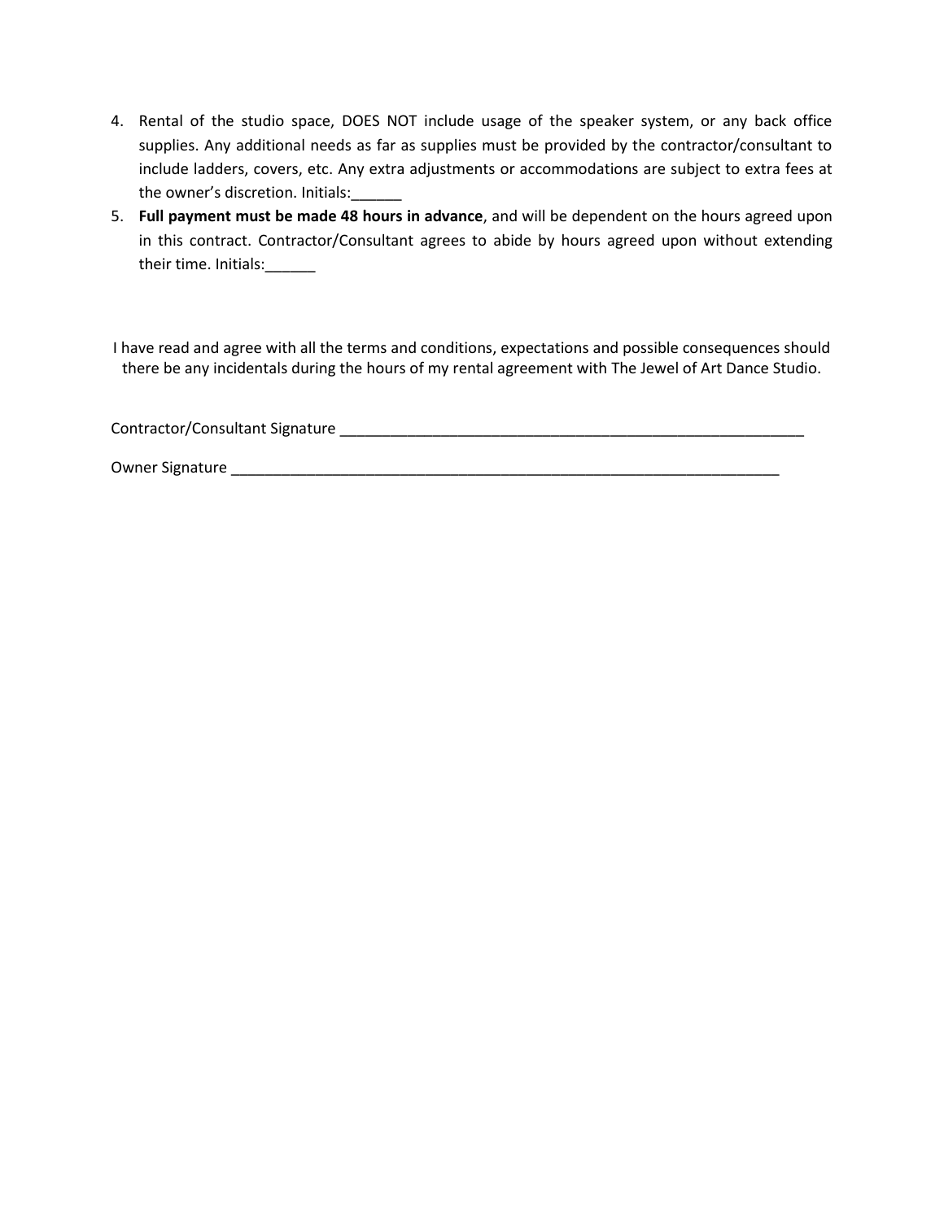4. Rental of the studio space, DOES NOT include usage of the speaker system, or any back office supplies. Any additional needs as far as supplies must be provided by the contractor/consultant to include ladders, covers, etc. Any extra adjustments or accommodations are subject to extra fees at the owner's discretion. Initials:______
5. **Full payment must be made 48 hours in advance**, and will be dependent on the hours agreed upon in this contract. Contractor/Consultant agrees to abide by hours agreed upon without extending their time. Initials:______

I have read and agree with all the terms and conditions, expectations and possible consequences should there be any incidentals during the hours of my rental agreement with The Jewel of Art Dance Studio.

Contractor/Consultant Signature ___________________________________________________________

Owner Signature ______________________________________________________________________